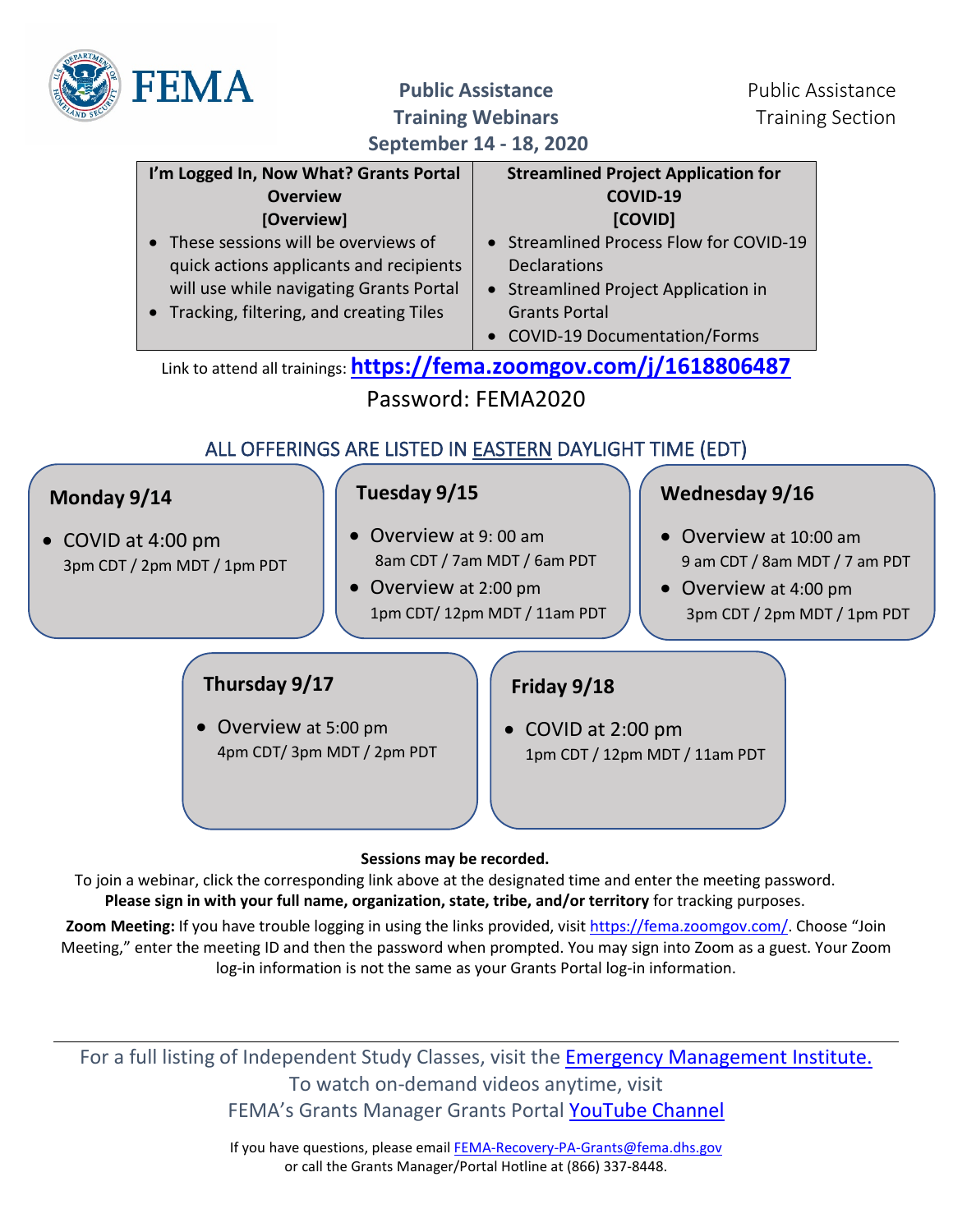FEMA

# Public Assistance Training Webinars

## September 14 - 18, 2020

Public Assistance Training Section

| I'm Logged In, Now What? Grants Portal Overview [Overview] | Streamlined Project Application for COVID-19 [COVID] |
|---|---|
| • These sessions will be overviews of quick actions applicants and recipients will use while navigating Grants Portal<br>• Tracking, filtering, and creating Tiles | • Streamlined Process Flow for COVID-19 Declarations<br>• Streamlined Project Application in Grants Portal<br>• COVID-19 Documentation/Forms |

Link to attend all trainings: **https://fema.zoomgov.com/j/1618806487**

Password: FEMA2020

### ALL OFFERINGS ARE LISTED IN EASTERN DAYLIGHT TIME (EDT)

**Monday 9/14**

- COVID at 4:00 pm
  3pm CDT / 2pm MDT / 1pm PDT

**Tuesday 9/15**

- Overview at 9: 00 am
  8am CDT / 7am MDT / 6am PDT
- Overview at 2:00 pm
  1pm CDT/ 12pm MDT / 11am PDT

**Wednesday 9/16**

- Overview at 10:00 am
  9 am CDT / 8am MDT / 7 am PDT
- Overview at 4:00 pm
  3pm CDT / 2pm MDT / 1pm PDT

**Thursday 9/17**

- Overview at 5:00 pm
  4pm CDT/ 3pm MDT / 2pm PDT

**Friday 9/18**

- COVID at 2:00 pm
  1pm CDT / 12pm MDT / 11am PDT

**Sessions may be recorded.**

To join a webinar, click the corresponding link above at the designated time and enter the meeting password. **Please sign in with your full name, organization, state, tribe, and/or territory** for tracking purposes.

**Zoom Meeting:** If you have trouble logging in using the links provided, visit https://fema.zoomgov.com/. Choose "Join Meeting," enter the meeting ID and then the password when prompted. You may sign into Zoom as a guest. Your Zoom log-in information is not the same as your Grants Portal log-in information.

---

For a full listing of Independent Study Classes, visit the Emergency Management Institute.
To watch on-demand videos anytime, visit
FEMA's Grants Manager Grants Portal YouTube Channel

If you have questions, please email FEMA-Recovery-PA-Grants@fema.dhs.gov
or call the Grants Manager/Portal Hotline at (866) 337-8448.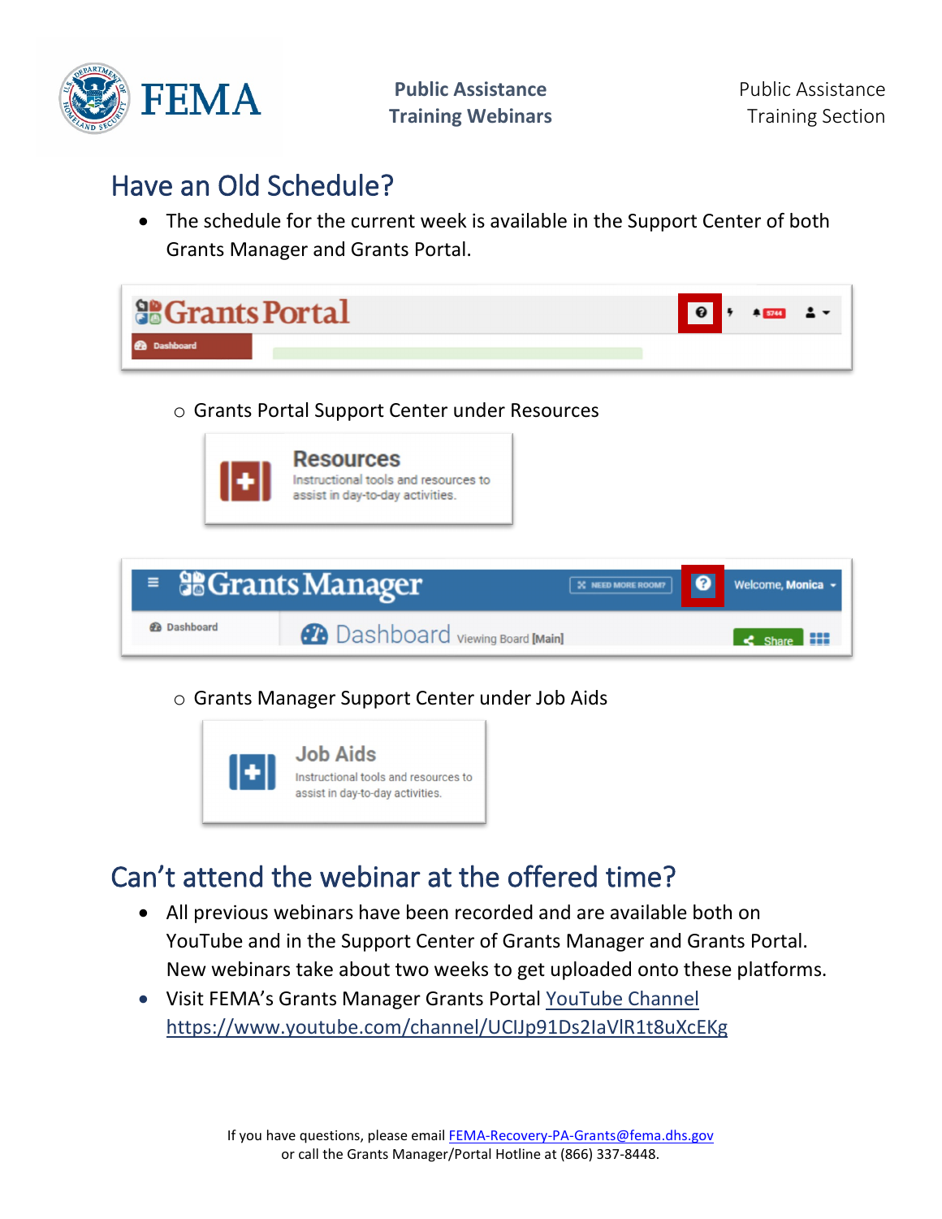## Have an Old Schedule?

- The schedule for the current week is available in the Support Center of both Grants Manager and Grants Portal.
  - Grants Portal Support Center under Resources
  - Grants Manager Support Center under Job Aids

## Can't attend the webinar at the offered time?

- All previous webinars have been recorded and are available both on YouTube and in the Support Center of Grants Manager and Grants Portal. New webinars take about two weeks to get uploaded onto these platforms.
- Visit FEMA's Grants Manager Grants Portal YouTube Channel https://www.youtube.com/channel/UCIJp91Ds2IaVlR1t8uXcEKg

If you have questions, please email FEMA-Recovery-PA-Grants@fema.dhs.gov or call the Grants Manager/Portal Hotline at (866) 337-8448.